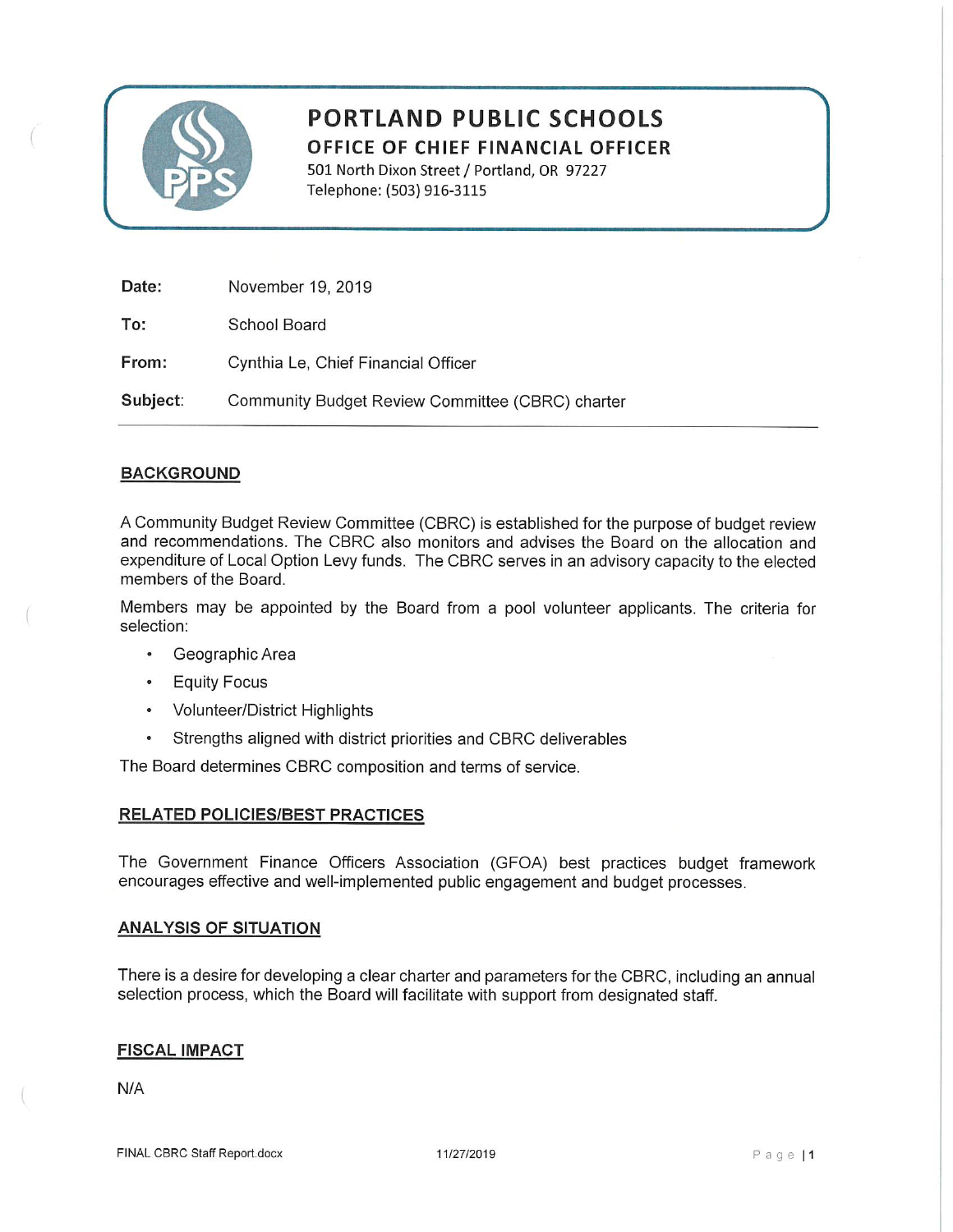# PORTLAND PUBLIC SCHOOLS

## OFFICE OF CHIEF FINANCIAL OFFICER

501 North Dixon Street / Portland, OR 97227
Telephone: (503) 916-3115

**Date:** November 19, 2019

**To:** School Board

**From:** Cynthia Le, Chief Financial Officer

**Subject:** Community Budget Review Committee (CBRC) charter

---

## BACKGROUND

A Community Budget Review Committee (CBRC) is established for the purpose of budget review and recommendations. The CBRC also monitors and advises the Board on the allocation and expenditure of Local Option Levy funds. The CBRC serves in an advisory capacity to the elected members of the Board.

Members may be appointed by the Board from a pool volunteer applicants. The criteria for selection:

- Geographic Area
- Equity Focus
- Volunteer/District Highlights
- Strengths aligned with district priorities and CBRC deliverables

The Board determines CBRC composition and terms of service.

## RELATED POLICIES/BEST PRACTICES

The Government Finance Officers Association (GFOA) best practices budget framework encourages effective and well-implemented public engagement and budget processes.

## ANALYSIS OF SITUATION

There is a desire for developing a clear charter and parameters for the CBRC, including an annual selection process, which the Board will facilitate with support from designated staff.

## FISCAL IMPACT

N/A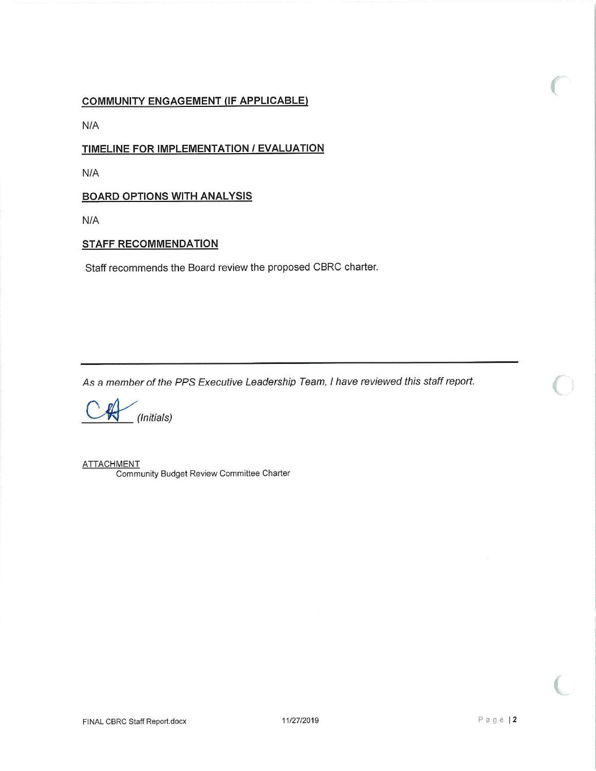## COMMUNITY ENGAGEMENT (IF APPLICABLE)

N/A

## TIMELINE FOR IMPLEMENTATION / EVALUATION

N/A

## BOARD OPTIONS WITH ANALYSIS

N/A

## STAFF RECOMMENDATION

Staff recommends the Board review the proposed CBRC charter.

---

*As a member of the PPS Executive Leadership Team, I have reviewed this staff report.*

CH *(Initials)*

ATTACHMENT

Community Budget Review Committee Charter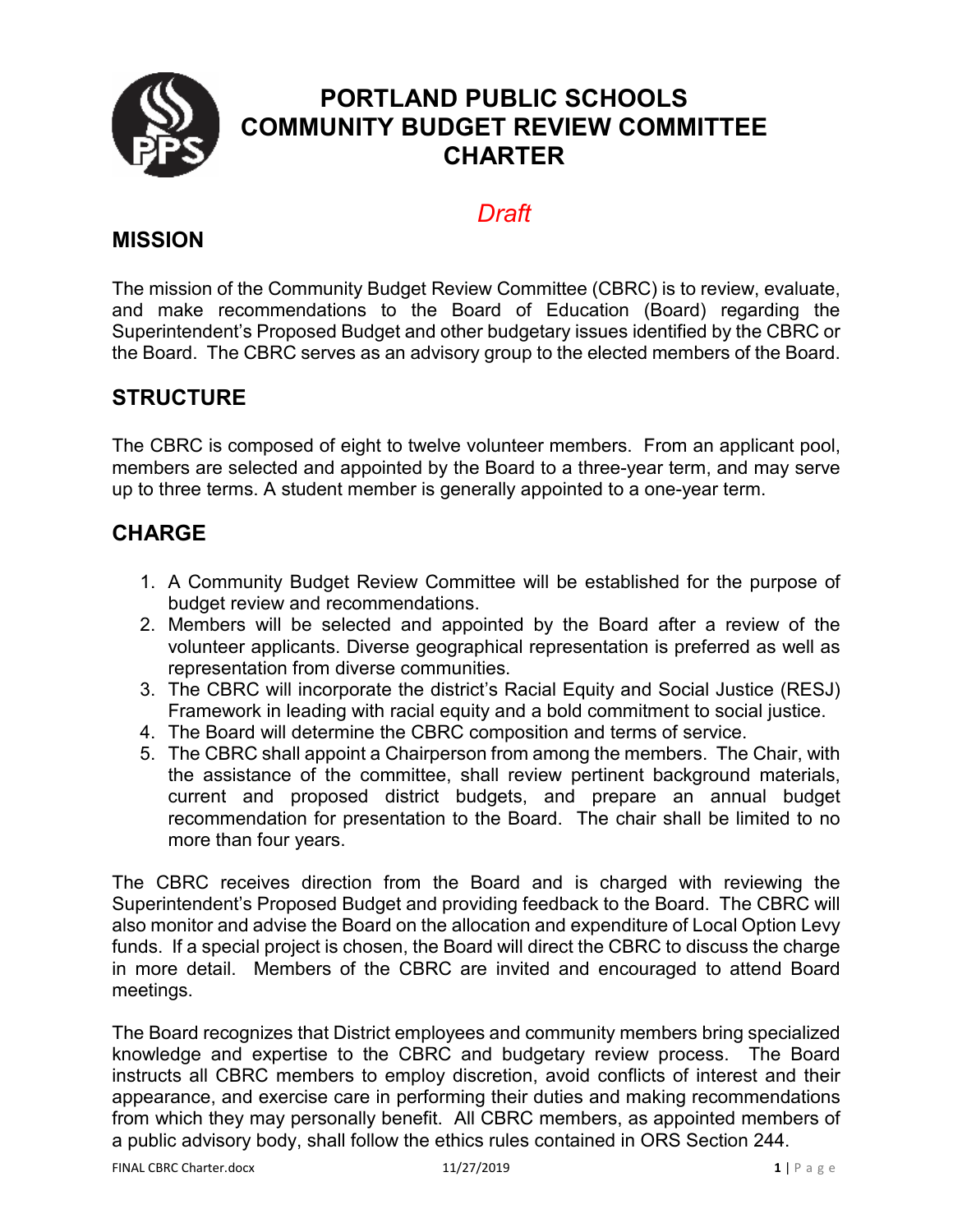# PORTLAND PUBLIC SCHOOLS
# COMMUNITY BUDGET REVIEW COMMITTEE
# CHARTER

*Draft*

## MISSION

The mission of the Community Budget Review Committee (CBRC) is to review, evaluate, and make recommendations to the Board of Education (Board) regarding the Superintendent's Proposed Budget and other budgetary issues identified by the CBRC or the Board. The CBRC serves as an advisory group to the elected members of the Board.

## STRUCTURE

The CBRC is composed of eight to twelve volunteer members. From an applicant pool, members are selected and appointed by the Board to a three-year term, and may serve up to three terms. A student member is generally appointed to a one-year term.

## CHARGE

1. A Community Budget Review Committee will be established for the purpose of budget review and recommendations.
2. Members will be selected and appointed by the Board after a review of the volunteer applicants. Diverse geographical representation is preferred as well as representation from diverse communities.
3. The CBRC will incorporate the district's Racial Equity and Social Justice (RESJ) Framework in leading with racial equity and a bold commitment to social justice.
4. The Board will determine the CBRC composition and terms of service.
5. The CBRC shall appoint a Chairperson from among the members. The Chair, with the assistance of the committee, shall review pertinent background materials, current and proposed district budgets, and prepare an annual budget recommendation for presentation to the Board. The chair shall be limited to no more than four years.

The CBRC receives direction from the Board and is charged with reviewing the Superintendent's Proposed Budget and providing feedback to the Board. The CBRC will also monitor and advise the Board on the allocation and expenditure of Local Option Levy funds. If a special project is chosen, the Board will direct the CBRC to discuss the charge in more detail. Members of the CBRC are invited and encouraged to attend Board meetings.

The Board recognizes that District employees and community members bring specialized knowledge and expertise to the CBRC and budgetary review process. The Board instructs all CBRC members to employ discretion, avoid conflicts of interest and their appearance, and exercise care in performing their duties and making recommendations from which they may personally benefit. All CBRC members, as appointed members of a public advisory body, shall follow the ethics rules contained in ORS Section 244.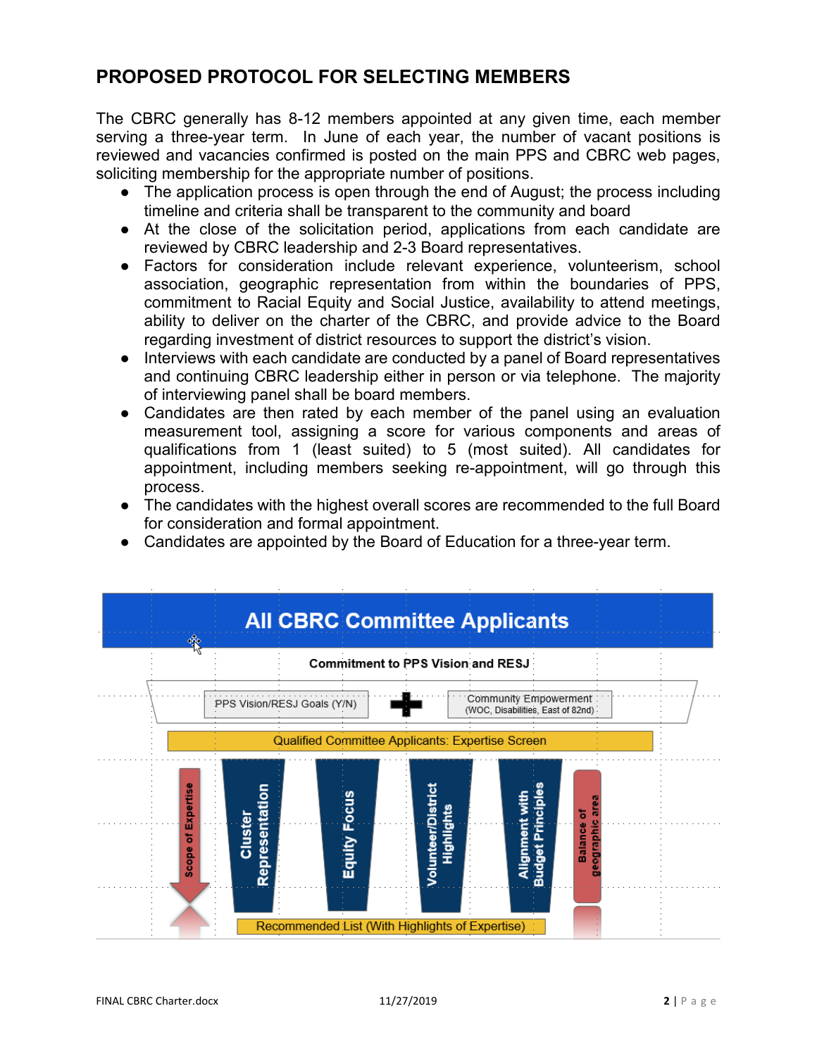## PROPOSED PROTOCOL FOR SELECTING MEMBERS

The CBRC generally has 8-12 members appointed at any given time, each member serving a three-year term. In June of each year, the number of vacant positions is reviewed and vacancies confirmed is posted on the main PPS and CBRC web pages, soliciting membership for the appropriate number of positions.

- The application process is open through the end of August; the process including timeline and criteria shall be transparent to the community and board
- At the close of the solicitation period, applications from each candidate are reviewed by CBRC leadership and 2-3 Board representatives.
- Factors for consideration include relevant experience, volunteerism, school association, geographic representation from within the boundaries of PPS, commitment to Racial Equity and Social Justice, availability to attend meetings, ability to deliver on the charter of the CBRC, and provide advice to the Board regarding investment of district resources to support the district's vision.
- Interviews with each candidate are conducted by a panel of Board representatives and continuing CBRC leadership either in person or via telephone. The majority of interviewing panel shall be board members.
- Candidates are then rated by each member of the panel using an evaluation measurement tool, assigning a score for various components and areas of qualifications from 1 (least suited) to 5 (most suited). All candidates for appointment, including members seeking re-appointment, will go through this process.
- The candidates with the highest overall scores are recommended to the full Board for consideration and formal appointment.
- Candidates are appointed by the Board of Education for a three-year term.

All CBRC Committee Applicants

Commitment to PPS Vision and RESJ

PPS Vision/RESJ Goals (Y/N)

Community Empowerment (WOC, Disabilities, East of 82nd)

Qualified Committee Applicants: Expertise Screen

Scope of Expertise

Cluster Representation

Equity Focus

Volunteer/District Highlights

Alignment with Budget Principles

Balance of geographic area

Recommended List (With Highlights of Expertise)